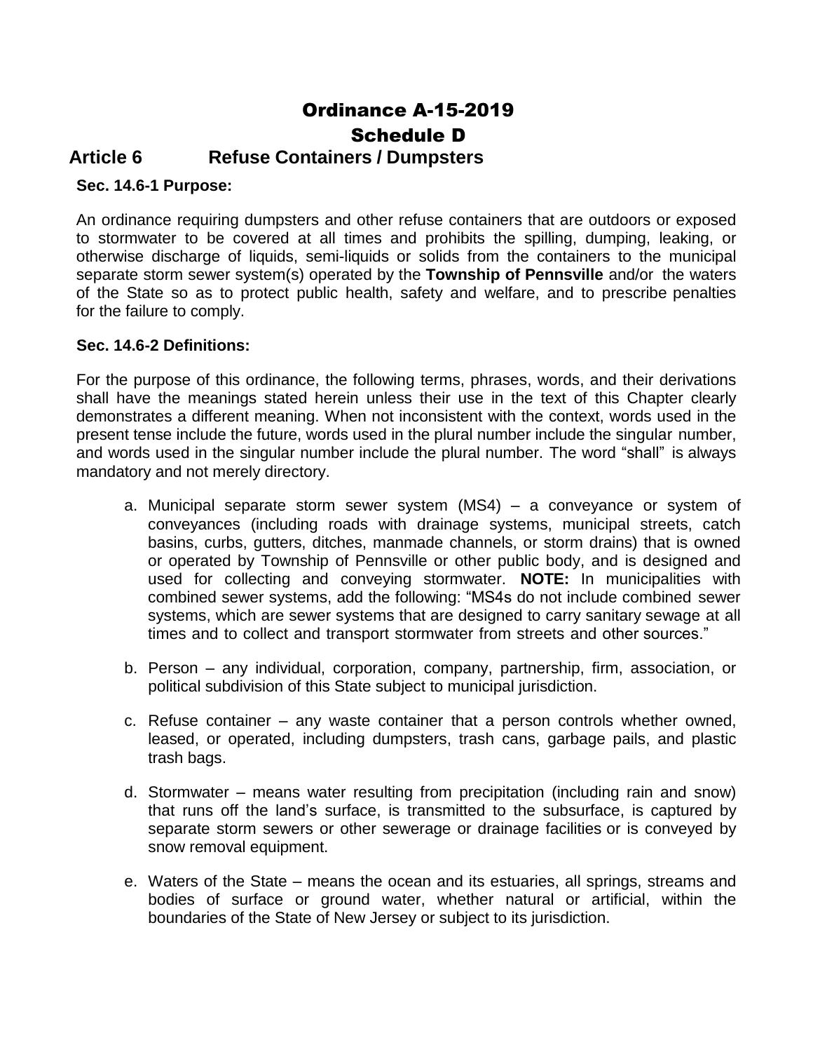# Ordinance A-15-2019

## Schedule D

## Article 6 Refuse Containers / Dumpsters

**Sec. 14.6-1 Purpose:**

An ordinance requiring dumpsters and other refuse containers that are outdoors or exposed to stormwater to be covered at all times and prohibits the spilling, dumping, leaking, or otherwise discharge of liquids, semi-liquids or solids from the containers to the municipal separate storm sewer system(s) operated by the **Township of Pennsville** and/or the waters of the State so as to protect public health, safety and welfare, and to prescribe penalties for the failure to comply.

**Sec. 14.6-2 Definitions:**

For the purpose of this ordinance, the following terms, phrases, words, and their derivations shall have the meanings stated herein unless their use in the text of this Chapter clearly demonstrates a different meaning. When not inconsistent with the context, words used in the present tense include the future, words used in the plural number include the singular number, and words used in the singular number include the plural number. The word "shall" is always mandatory and not merely directory.

a. Municipal separate storm sewer system (MS4) – a conveyance or system of conveyances (including roads with drainage systems, municipal streets, catch basins, curbs, gutters, ditches, manmade channels, or storm drains) that is owned or operated by Township of Pennsville or other public body, and is designed and used for collecting and conveying stormwater. **NOTE:** In municipalities with combined sewer systems, add the following: "MS4s do not include combined sewer systems, which are sewer systems that are designed to carry sanitary sewage at all times and to collect and transport stormwater from streets and other sources."

b. Person – any individual, corporation, company, partnership, firm, association, or political subdivision of this State subject to municipal jurisdiction.

c. Refuse container – any waste container that a person controls whether owned, leased, or operated, including dumpsters, trash cans, garbage pails, and plastic trash bags.

d. Stormwater – means water resulting from precipitation (including rain and snow) that runs off the land's surface, is transmitted to the subsurface, is captured by separate storm sewers or other sewerage or drainage facilities or is conveyed by snow removal equipment.

e. Waters of the State – means the ocean and its estuaries, all springs, streams and bodies of surface or ground water, whether natural or artificial, within the boundaries of the State of New Jersey or subject to its jurisdiction.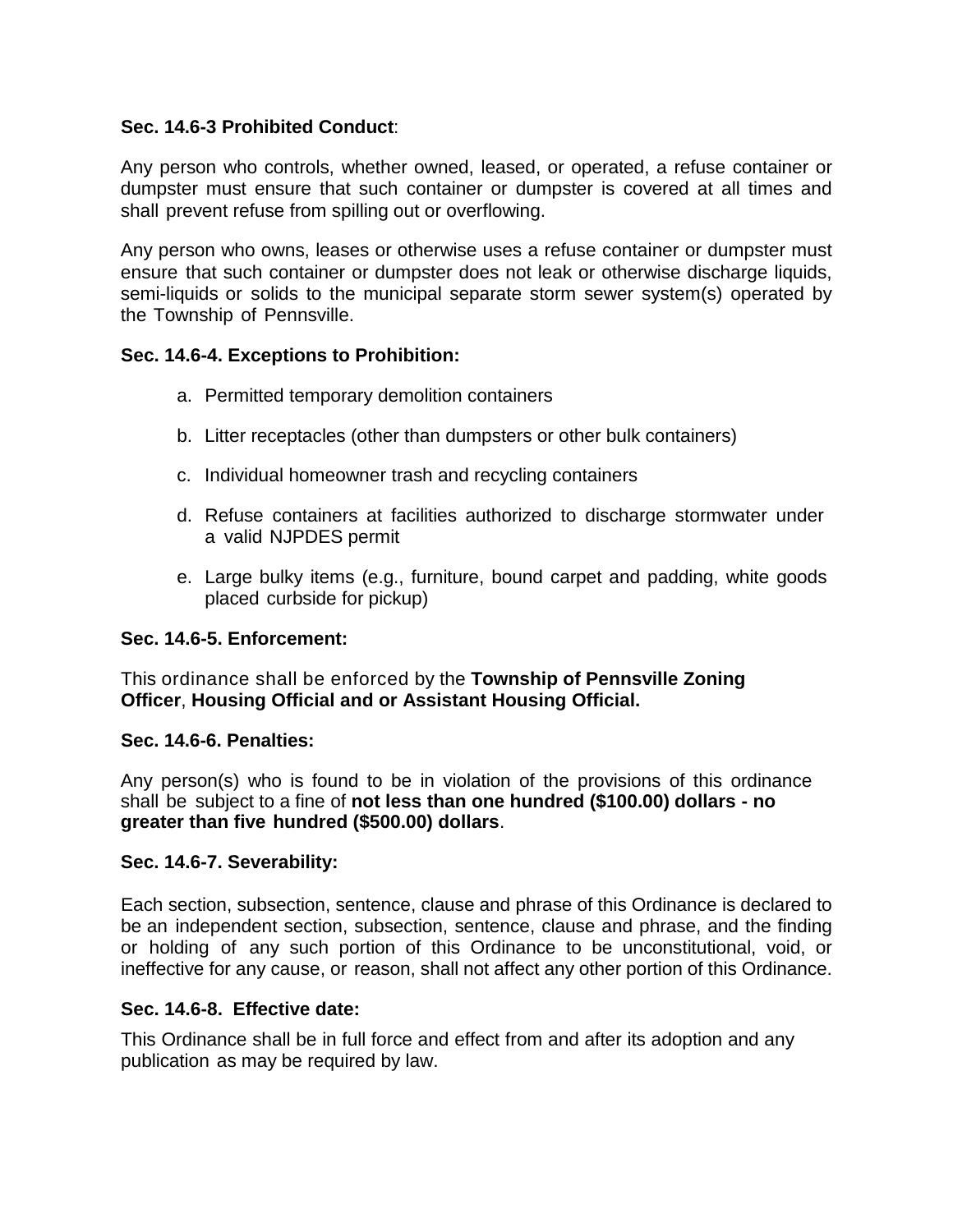**Sec. 14.6-3 Prohibited Conduct**:

Any person who controls, whether owned, leased, or operated, a refuse container or dumpster must ensure that such container or dumpster is covered at all times and shall prevent refuse from spilling out or overflowing.

Any person who owns, leases or otherwise uses a refuse container or dumpster must ensure that such container or dumpster does not leak or otherwise discharge liquids, semi-liquids or solids to the municipal separate storm sewer system(s) operated by the Township of Pennsville.

**Sec. 14.6-4. Exceptions to Prohibition:**

a. Permitted temporary demolition containers

b. Litter receptacles (other than dumpsters or other bulk containers)

c. Individual homeowner trash and recycling containers

d. Refuse containers at facilities authorized to discharge stormwater under a valid NJPDES permit

e. Large bulky items (e.g., furniture, bound carpet and padding, white goods placed curbside for pickup)

**Sec. 14.6-5. Enforcement:**

This ordinance shall be enforced by the **Township of Pennsville Zoning Officer**, **Housing Official and or Assistant Housing Official.**

**Sec. 14.6-6. Penalties:**

Any person(s) who is found to be in violation of the provisions of this ordinance shall be subject to a fine of **not less than one hundred ($100.00) dollars - no greater than five hundred ($500.00) dollars**.

**Sec. 14.6-7. Severability:**

Each section, subsection, sentence, clause and phrase of this Ordinance is declared to be an independent section, subsection, sentence, clause and phrase, and the finding or holding of any such portion of this Ordinance to be unconstitutional, void, or ineffective for any cause, or reason, shall not affect any other portion of this Ordinance.

**Sec. 14.6-8. Effective date:**

This Ordinance shall be in full force and effect from and after its adoption and any publication as may be required by law.